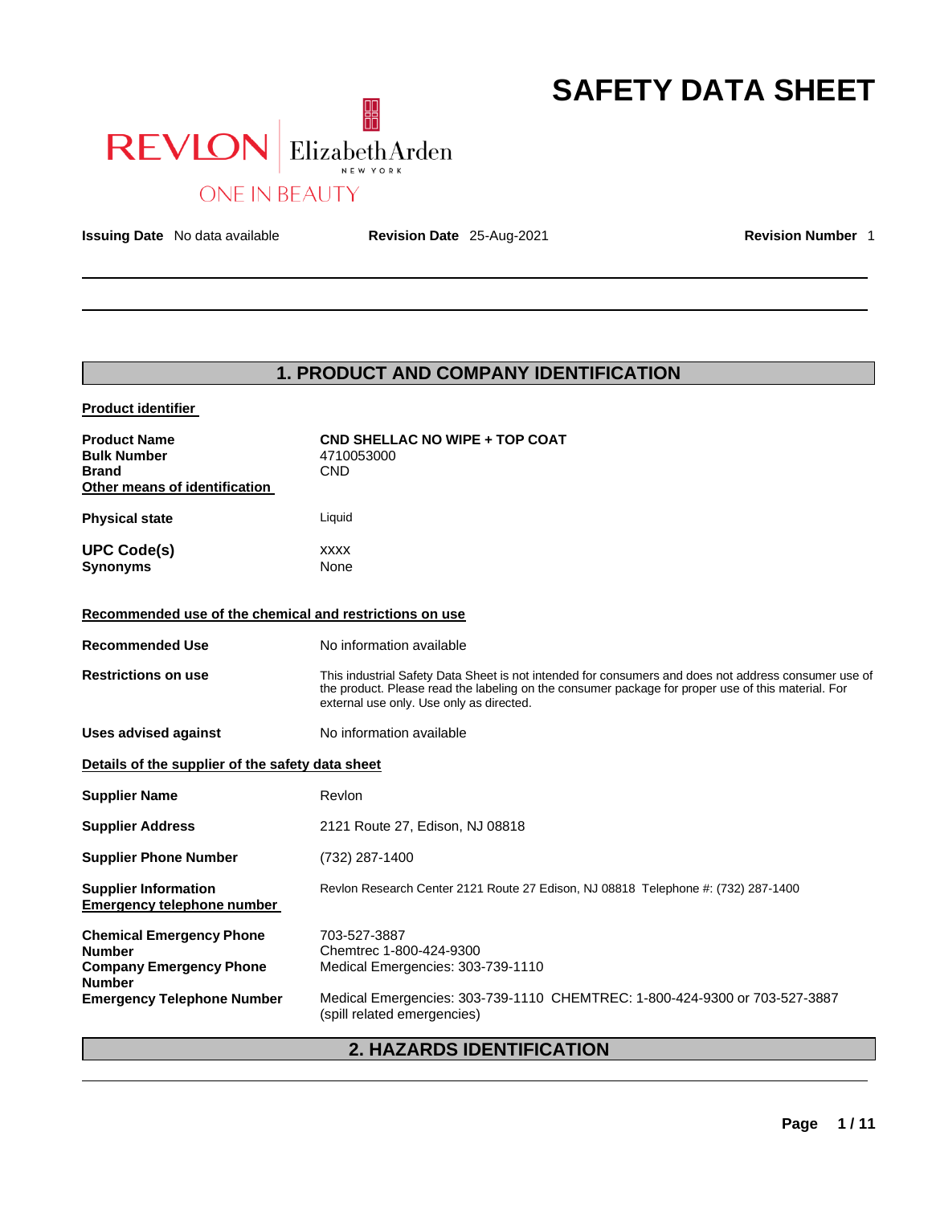# SAFETY DATA SHEET

REVLON | Elizabeth Arden NEW YORK

ONE IN BEAUTY

**Issuing Date** No data available **Revision Date** 25-Aug-2021 **Revision Number** 1

## 1. PRODUCT AND COMPANY IDENTIFICATION

**Product identifier**

| | |
|---|---|
| **Product Name** | **CND SHELLAC NO WIPE + TOP COAT** |
| **Bulk Number** | 4710053000 |
| **Brand** | CND |

**Other means of identification**

| | |
|---|---|
| **Physical state** | Liquid |
| **UPC Code(s)** | XXXX |
| **Synonyms** | None |

**Recommended use of the chemical and restrictions on use**

| | |
|---|---|
| **Recommended Use** | No information available |
| **Restrictions on use** | This industrial Safety Data Sheet is not intended for consumers and does not address consumer use of the product. Please read the labeling on the consumer package for proper use of this material. For external use only. Use only as directed. |
| **Uses advised against** | No information available |

**Details of the supplier of the safety data sheet**

| | |
|---|---|
| **Supplier Name** | Revlon |
| **Supplier Address** | 2121 Route 27, Edison, NJ 08818 |
| **Supplier Phone Number** | (732) 287-1400 |
| **Supplier Information** | Revlon Research Center 2121 Route 27 Edison, NJ 08818 Telephone #: (732) 287-1400 |

**Emergency telephone number**

| | |
|---|---|
| **Chemical Emergency Phone Number** | 703-527-3887<br>Chemtrec 1-800-424-9300 |
| **Company Emergency Phone Number** | Medical Emergencies: 303-739-1110 |
| **Emergency Telephone Number** | Medical Emergencies: 303-739-1110 CHEMTREC: 1-800-424-9300 or 703-527-3887 (spill related emergencies) |

## 2. HAZARDS IDENTIFICATION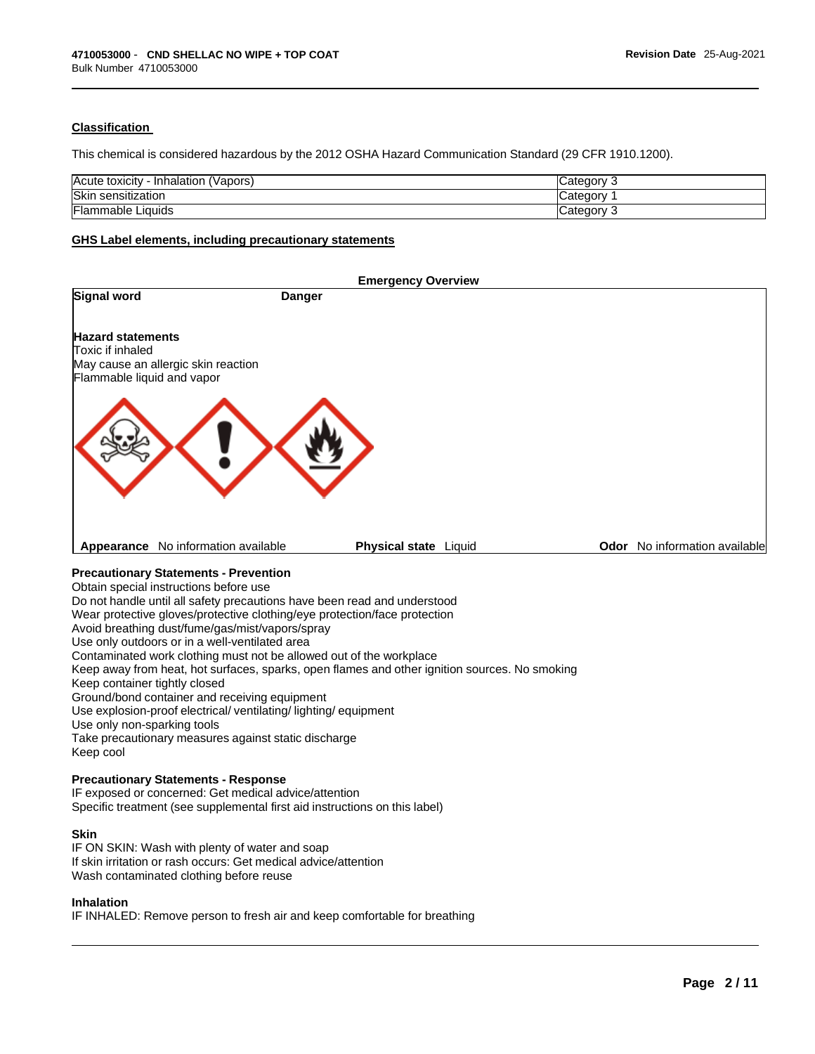## Classification

This chemical is considered hazardous by the 2012 OSHA Hazard Communication Standard (29 CFR 1910.1200).

| | |
|---|---|
| Acute toxicity - Inhalation (Vapors) | Category 3 |
| Skin sensitization | Category 1 |
| Flammable Liquids | Category 3 |

## GHS Label elements, including precautionary statements

**Emergency Overview**

**Signal word** **Danger**

**Hazard statements**
Toxic if inhaled
May cause an allergic skin reaction
Flammable liquid and vapor

**Appearance** No information available **Physical state** Liquid **Odor** No information available

**Precautionary Statements - Prevention**
Obtain special instructions before use
Do not handle until all safety precautions have been read and understood
Wear protective gloves/protective clothing/eye protection/face protection
Avoid breathing dust/fume/gas/mist/vapors/spray
Use only outdoors or in a well-ventilated area
Contaminated work clothing must not be allowed out of the workplace
Keep away from heat, hot surfaces, sparks, open flames and other ignition sources. No smoking
Keep container tightly closed
Ground/bond container and receiving equipment
Use explosion-proof electrical/ ventilating/ lighting/ equipment
Use only non-sparking tools
Take precautionary measures against static discharge
Keep cool

**Precautionary Statements - Response**
IF exposed or concerned: Get medical advice/attention
Specific treatment (see supplemental first aid instructions on this label)

**Skin**
IF ON SKIN: Wash with plenty of water and soap
If skin irritation or rash occurs: Get medical advice/attention
Wash contaminated clothing before reuse

**Inhalation**
IF INHALED: Remove person to fresh air and keep comfortable for breathing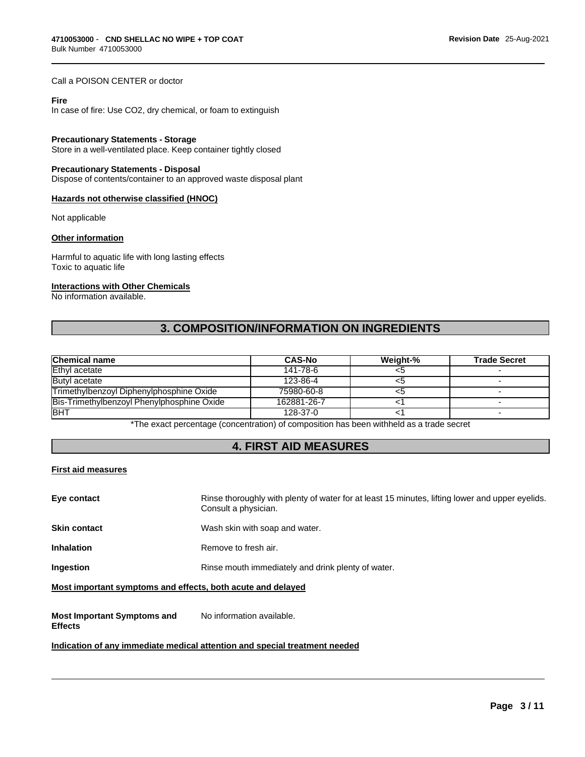Call a POISON CENTER or doctor

**Fire**

In case of fire: Use CO2, dry chemical, or foam to extinguish

**Precautionary Statements - Storage**

Store in a well-ventilated place. Keep container tightly closed

**Precautionary Statements - Disposal**

Dispose of contents/container to an approved waste disposal plant

**Hazards not otherwise classified (HNOC)**

Not applicable

**Other information**

Harmful to aquatic life with long lasting effects
Toxic to aquatic life

**Interactions with Other Chemicals**

No information available.

## 3. COMPOSITION/INFORMATION ON INGREDIENTS

| Chemical name | CAS-No | Weight-% | Trade Secret |
|---|---|---|---|
| Ethyl acetate | 141-78-6 | <5 | - |
| Butyl acetate | 123-86-4 | <5 | - |
| Trimethylbenzoyl Diphenylphosphine Oxide | 75980-60-8 | <5 | - |
| Bis-Trimethylbenzoyl Phenylphosphine Oxide | 162881-26-7 | <1 | - |
| BHT | 128-37-0 | <1 | - |

*The exact percentage (concentration) of composition has been withheld as a trade secret

## 4. FIRST AID MEASURES

**First aid measures**

**Eye contact** Rinse thoroughly with plenty of water for at least 15 minutes, lifting lower and upper eyelids. Consult a physician.

**Skin contact** Wash skin with soap and water.

**Inhalation** Remove to fresh air.

**Ingestion** Rinse mouth immediately and drink plenty of water.

**Most important symptoms and effects, both acute and delayed**

**Most Important Symptoms and Effects** No information available.

**Indication of any immediate medical attention and special treatment needed**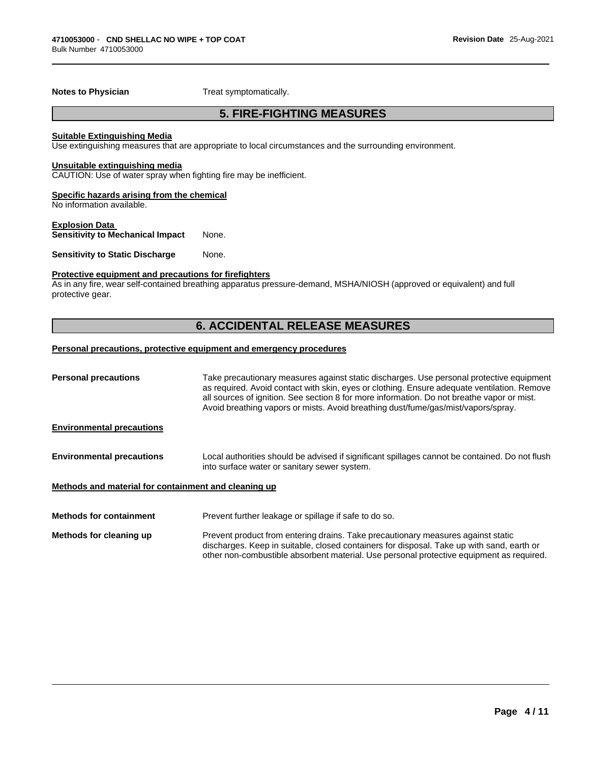**Notes to Physician** Treat symptomatically.

## 5. FIRE-FIGHTING MEASURES

**Suitable Extinguishing Media**
Use extinguishing measures that are appropriate to local circumstances and the surrounding environment.

**Unsuitable extinguishing media**
CAUTION: Use of water spray when fighting fire may be inefficient.

**Specific hazards arising from the chemical**
No information available.

**Explosion Data**
**Sensitivity to Mechanical Impact** None.

**Sensitivity to Static Discharge** None.

**Protective equipment and precautions for firefighters**
As in any fire, wear self-contained breathing apparatus pressure-demand, MSHA/NIOSH (approved or equivalent) and full protective gear.

## 6. ACCIDENTAL RELEASE MEASURES

**Personal precautions, protective equipment and emergency procedures**

**Personal precautions** Take precautionary measures against static discharges. Use personal protective equipment as required. Avoid contact with skin, eyes or clothing. Ensure adequate ventilation. Remove all sources of ignition. See section 8 for more information. Do not breathe vapor or mist. Avoid breathing vapors or mists. Avoid breathing dust/fume/gas/mist/vapors/spray.

**Environmental precautions**

**Environmental precautions** Local authorities should be advised if significant spillages cannot be contained. Do not flush into surface water or sanitary sewer system.

**Methods and material for containment and cleaning up**

**Methods for containment** Prevent further leakage or spillage if safe to do so.

**Methods for cleaning up** Prevent product from entering drains. Take precautionary measures against static discharges. Keep in suitable, closed containers for disposal. Take up with sand, earth or other non-combustible absorbent material. Use personal protective equipment as required.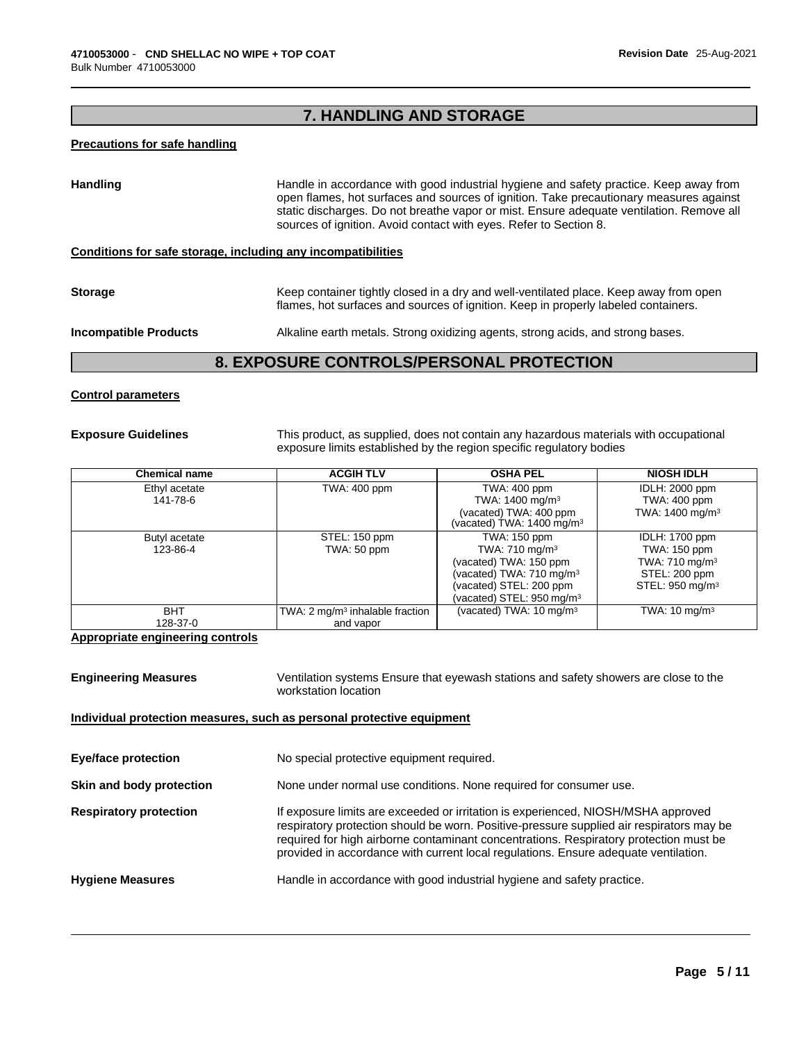## 7. HANDLING AND STORAGE

**Precautions for safe handling**

**Handling** Handle in accordance with good industrial hygiene and safety practice. Keep away from open flames, hot surfaces and sources of ignition. Take precautionary measures against static discharges. Do not breathe vapor or mist. Ensure adequate ventilation. Remove all sources of ignition. Avoid contact with eyes. Refer to Section 8.

**Conditions for safe storage, including any incompatibilities**

**Storage** Keep container tightly closed in a dry and well-ventilated place. Keep away from open flames, hot surfaces and sources of ignition. Keep in properly labeled containers.

**Incompatible Products** Alkaline earth metals. Strong oxidizing agents, strong acids, and strong bases.

## 8. EXPOSURE CONTROLS/PERSONAL PROTECTION

**Control parameters**

**Exposure Guidelines** This product, as supplied, does not contain any hazardous materials with occupational exposure limits established by the region specific regulatory bodies

| Chemical name | ACGIH TLV | OSHA PEL | NIOSH IDLH |
|---|---|---|---|
| Ethyl acetate<br>141-78-6 | TWA: 400 ppm | TWA: 400 ppm<br>TWA: 1400 mg/m$^3$<br>(vacated) TWA: 400 ppm<br>(vacated) TWA: 1400 mg/m$^3$ | IDLH: 2000 ppm<br>TWA: 400 ppm<br>TWA: 1400 mg/m$^3$ |
| Butyl acetate<br>123-86-4 | STEL: 150 ppm<br>TWA: 50 ppm | TWA: 150 ppm<br>TWA: 710 mg/m$^3$<br>(vacated) TWA: 150 ppm<br>(vacated) TWA: 710 mg/m$^3$<br>(vacated) STEL: 200 ppm<br>(vacated) STEL: 950 mg/m$^3$ | IDLH: 1700 ppm<br>TWA: 150 ppm<br>TWA: 710 mg/m$^3$<br>STEL: 200 ppm<br>STEL: 950 mg/m$^3$ |
| BHT<br>128-37-0 | TWA: 2 mg/m$^3$ inhalable fraction and vapor | (vacated) TWA: 10 mg/m$^3$ | TWA: 10 mg/m$^3$ |

**Appropriate engineering controls**

**Engineering Measures** Ventilation systems Ensure that eyewash stations and safety showers are close to the workstation location

**Individual protection measures, such as personal protective equipment**

**Eye/face protection** No special protective equipment required.

**Skin and body protection** None under normal use conditions. None required for consumer use.

**Respiratory protection** If exposure limits are exceeded or irritation is experienced, NIOSH/MSHA approved respiratory protection should be worn. Positive-pressure supplied air respirators may be required for high airborne contaminant concentrations. Respiratory protection must be provided in accordance with current local regulations. Ensure adequate ventilation.

**Hygiene Measures** Handle in accordance with good industrial hygiene and safety practice.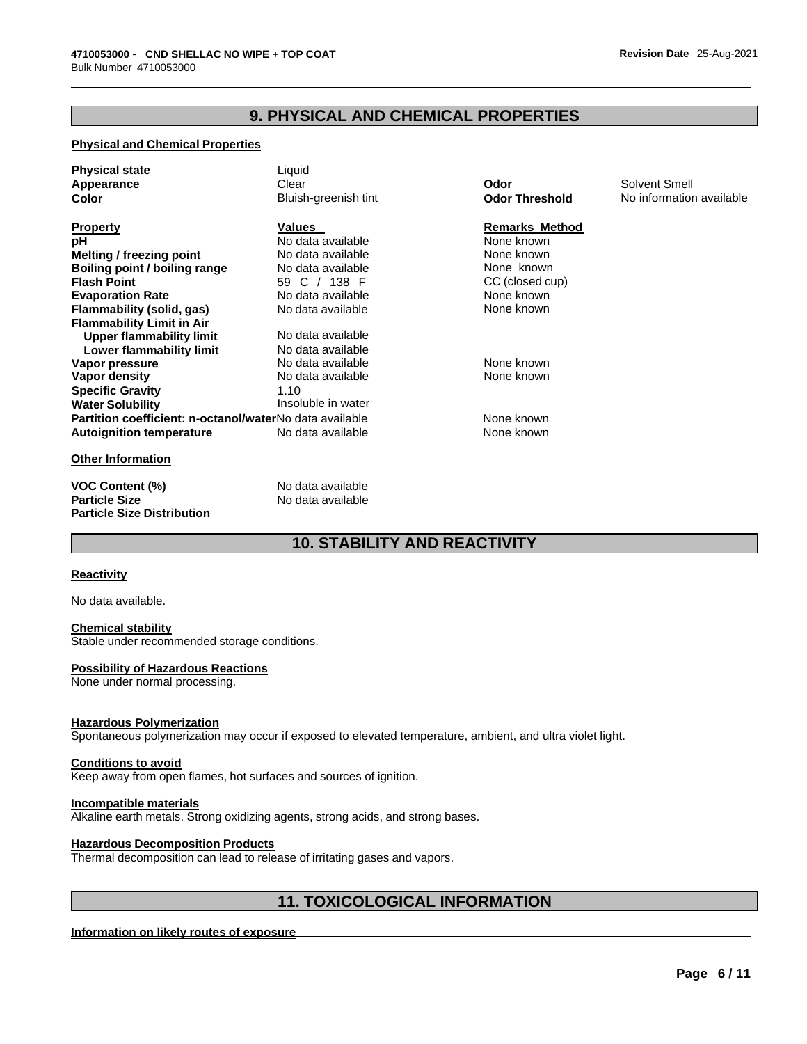## 9. PHYSICAL AND CHEMICAL PROPERTIES

### Physical and Chemical Properties

| | | | |
|---|---|---|---|
| **Physical state** | Liquid | | |
| **Appearance** | Clear | **Odor** | Solvent Smell |
| **Color** | Bluish-greenish tint | **Odor Threshold** | No information available |

| **Property** | **Values** | **Remarks Method** |
|---|---|---|
| **pH** | No data available | None known |
| **Melting / freezing point** | No data available | None known |
| **Boiling point / boiling range** | No data available | None known |
| **Flash Point** | 59 C / 138 F | CC (closed cup) |
| **Evaporation Rate** | No data available | None known |
| **Flammability (solid, gas)** | No data available | None known |
| **Flammability Limit in Air** | | |
| **Upper flammability limit** | No data available | |
| **Lower flammability limit** | No data available | |
| **Vapor pressure** | No data available | None known |
| **Vapor density** | No data available | None known |
| **Specific Gravity** | 1.10 | |
| **Water Solubility** | Insoluble in water | |
| **Partition coefficient: n-octanol/water** | No data available | None known |
| **Autoignition temperature** | No data available | None known |

### Other Information

| | |
|---|---|
| **VOC Content (%)** | No data available |
| **Particle Size** | No data available |
| **Particle Size Distribution** | |

## 10. STABILITY AND REACTIVITY

### Reactivity

No data available.

### Chemical stability

Stable under recommended storage conditions.

### Possibility of Hazardous Reactions

None under normal processing.

### Hazardous Polymerization

Spontaneous polymerization may occur if exposed to elevated temperature, ambient, and ultra violet light.

### Conditions to avoid

Keep away from open flames, hot surfaces and sources of ignition.

### Incompatible materials

Alkaline earth metals. Strong oxidizing agents, strong acids, and strong bases.

### Hazardous Decomposition Products

Thermal decomposition can lead to release of irritating gases and vapors.

## 11. TOXICOLOGICAL INFORMATION

### Information on likely routes of exposure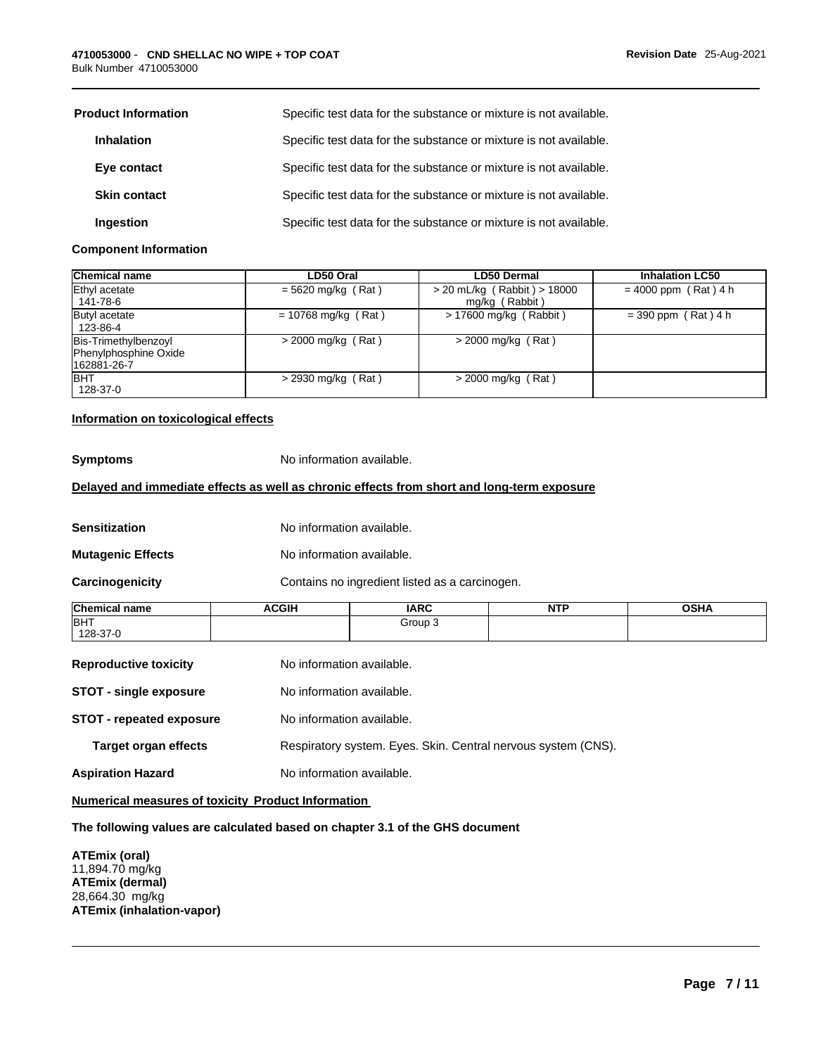| | |
|---|---|
| **Product Information** | Specific test data for the substance or mixture is not available. |
| **Inhalation** | Specific test data for the substance or mixture is not available. |
| **Eye contact** | Specific test data for the substance or mixture is not available. |
| **Skin contact** | Specific test data for the substance or mixture is not available. |
| **Ingestion** | Specific test data for the substance or mixture is not available. |

**Component Information**

| Chemical name | LD50 Oral | LD50 Dermal | Inhalation LC50 |
|---|---|---|---|
| Ethyl acetate 141-78-6 | = 5620 mg/kg ( Rat ) | > 20 mL/kg ( Rabbit ) > 18000 mg/kg ( Rabbit ) | = 4000 ppm ( Rat ) 4 h |
| Butyl acetate 123-86-4 | = 10768 mg/kg ( Rat ) | > 17600 mg/kg ( Rabbit ) | = 390 ppm ( Rat ) 4 h |
| Bis-Trimethylbenzoyl Phenylphosphine Oxide 162881-26-7 | > 2000 mg/kg ( Rat ) | > 2000 mg/kg ( Rat ) | |
| BHT 128-37-0 | > 2930 mg/kg ( Rat ) | > 2000 mg/kg ( Rat ) | |

## Information on toxicological effects

**Symptoms** No information available.

## Delayed and immediate effects as well as chronic effects from short and long-term exposure

**Sensitization** No information available.

**Mutagenic Effects** No information available.

**Carcinogenicity** Contains no ingredient listed as a carcinogen.

| Chemical name | ACGIH | IARC | NTP | OSHA |
|---|---|---|---|---|
| BHT 128-37-0 | | Group 3 | | |

**Reproductive toxicity** No information available.

**STOT - single exposure** No information available.

**STOT - repeated exposure** No information available.

**Target organ effects** Respiratory system. Eyes. Skin. Central nervous system (CNS).

**Aspiration Hazard** No information available.

## Numerical measures of toxicity Product Information

**The following values are calculated based on chapter 3.1 of the GHS document**

**ATEmix (oral)**
11,894.70 mg/kg
**ATEmix (dermal)**
28,664.30 mg/kg
**ATEmix (inhalation-vapor)**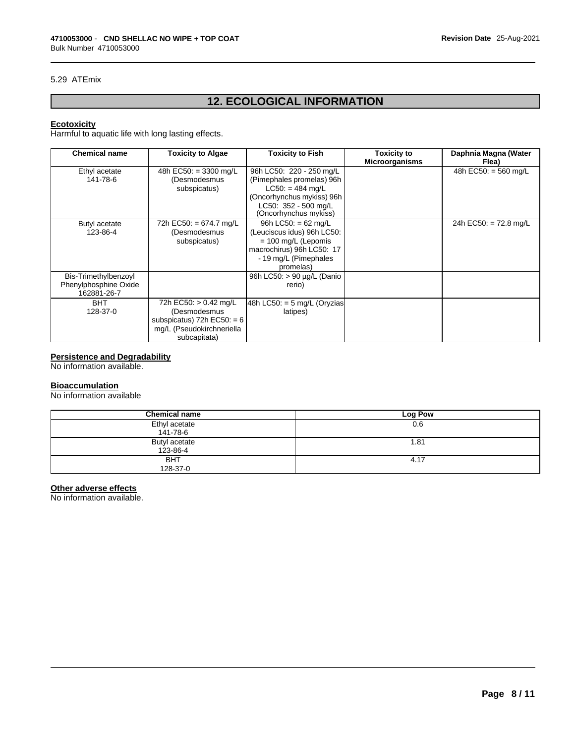5.29 ATEmix

## 12. ECOLOGICAL INFORMATION

**Ecotoxicity**

Harmful to aquatic life with long lasting effects.

| Chemical name | Toxicity to Algae | Toxicity to Fish | Toxicity to Microorganisms | Daphnia Magna (Water Flea) |
|---|---|---|---|---|
| Ethyl acetate 141-78-6 | 48h EC50: = 3300 mg/L (Desmodesmus subspicatus) | 96h LC50: 220 - 250 mg/L (Pimephales promelas) 96h LC50: = 484 mg/L (Oncorhynchus mykiss) 96h LC50: 352 - 500 mg/L (Oncorhynchus mykiss) | | 48h EC50: = 560 mg/L |
| Butyl acetate 123-86-4 | 72h EC50: = 674.7 mg/L (Desmodesmus subspicatus) | 96h LC50: = 62 mg/L (Leuciscus idus) 96h LC50: = 100 mg/L (Lepomis macrochirus) 96h LC50: 17 - 19 mg/L (Pimephales promelas) | | 24h EC50: = 72.8 mg/L |
| Bis-Trimethylbenzoyl Phenylphosphine Oxide 162881-26-7 | | 96h LC50: > 90 µg/L (Danio rerio) | | |
| BHT 128-37-0 | 72h EC50: > 0.42 mg/L (Desmodesmus subspicatus) 72h EC50: = 6 mg/L (Pseudokirchneriella subcapitata) | 48h LC50: = 5 mg/L (Oryzias latipes) | | |

**Persistence and Degradability**

No information available.

**Bioaccumulation**

No information available

| Chemical name | Log Pow |
|---|---|
| Ethyl acetate 141-78-6 | 0.6 |
| Butyl acetate 123-86-4 | 1.81 |
| BHT 128-37-0 | 4.17 |

**Other adverse effects**

No information available.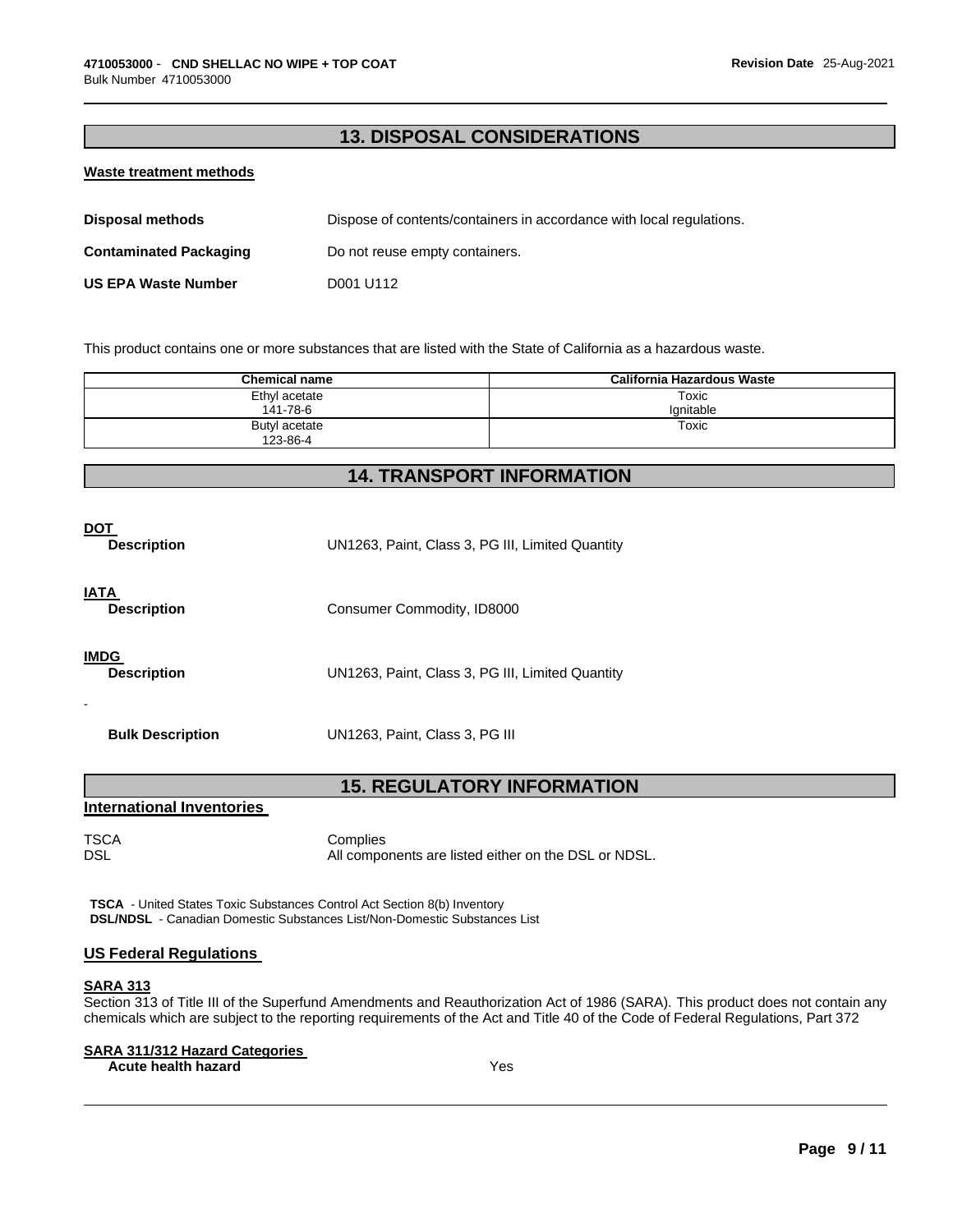## 13. DISPOSAL CONSIDERATIONS

**Waste treatment methods**

**Disposal methods** Dispose of contents/containers in accordance with local regulations.

**Contaminated Packaging** Do not reuse empty containers.

**US EPA Waste Number** D001 U112

This product contains one or more substances that are listed with the State of California as a hazardous waste.

| Chemical name | California Hazardous Waste |
|---|---|
| Ethyl acetate 141-78-6 | Toxic Ignitable |
| Butyl acetate 123-86-4 | Toxic |

## 14. TRANSPORT INFORMATION

**DOT**

**Description** UN1263, Paint, Class 3, PG III, Limited Quantity

**IATA**

**Description** Consumer Commodity, ID8000

**IMDG**

**Description** UN1263, Paint, Class 3, PG III, Limited Quantity

-

**Bulk Description** UN1263, Paint, Class 3, PG III

## 15. REGULATORY INFORMATION

**International Inventories**

TSCA Complies

DSL All components are listed either on the DSL or NDSL.

**TSCA** - United States Toxic Substances Control Act Section 8(b) Inventory

**DSL/NDSL** - Canadian Domestic Substances List/Non-Domestic Substances List

**US Federal Regulations**

**SARA 313**

Section 313 of Title III of the Superfund Amendments and Reauthorization Act of 1986 (SARA). This product does not contain any chemicals which are subject to the reporting requirements of the Act and Title 40 of the Code of Federal Regulations, Part 372

**SARA 311/312 Hazard Categories**

**Acute health hazard** Yes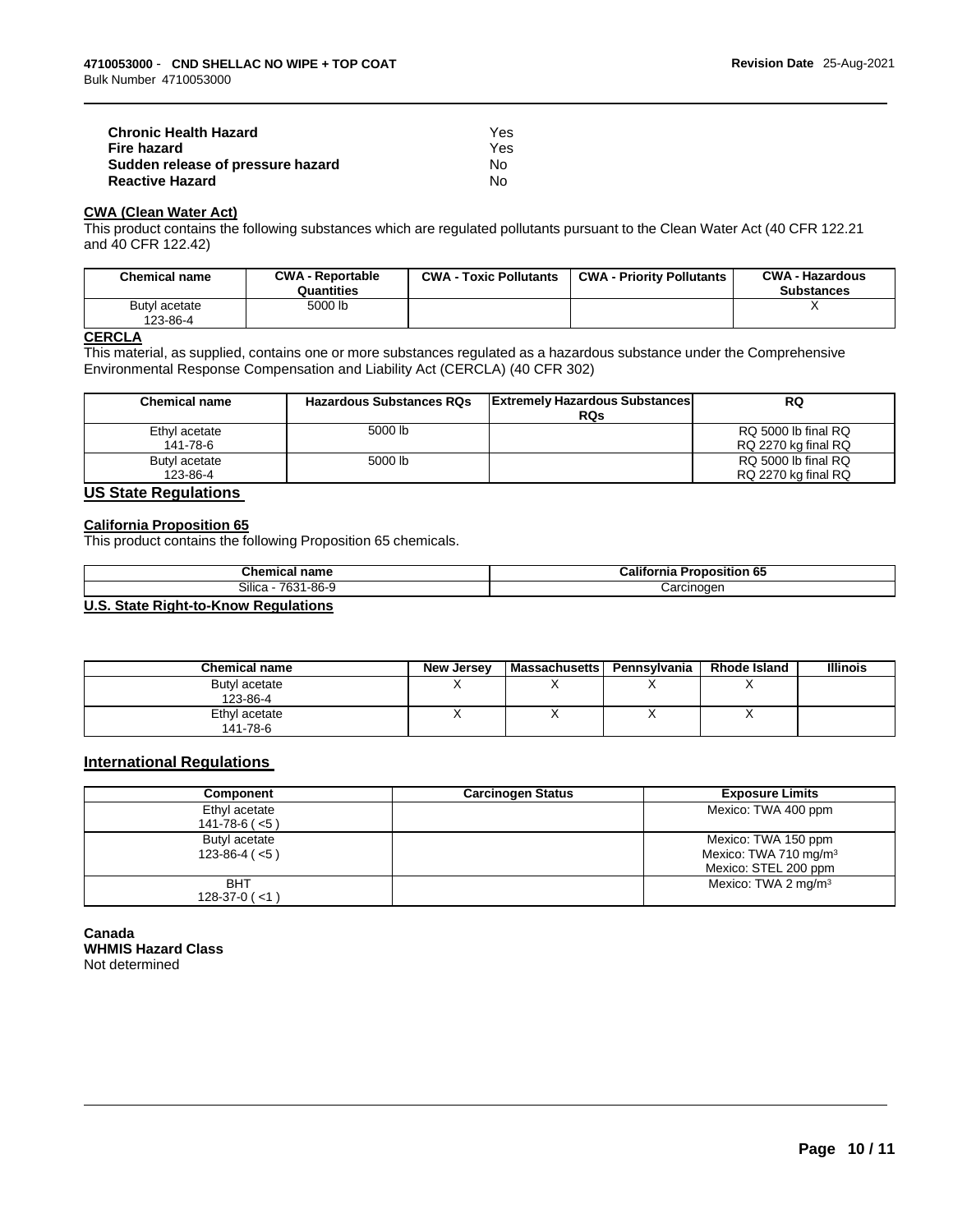| | |
|---|---|
| **Chronic Health Hazard** | Yes |
| **Fire hazard** | Yes |
| **Sudden release of pressure hazard** | No |
| **Reactive Hazard** | No |

**CWA (Clean Water Act)**

This product contains the following substances which are regulated pollutants pursuant to the Clean Water Act (40 CFR 122.21 and 40 CFR 122.42)

| Chemical name | CWA - Reportable Quantities | CWA - Toxic Pollutants | CWA - Priority Pollutants | CWA - Hazardous Substances |
|---|---|---|---|---|
| Butyl acetate 123-86-4 | 5000 lb | | | X |

**CERCLA**

This material, as supplied, contains one or more substances regulated as a hazardous substance under the Comprehensive Environmental Response Compensation and Liability Act (CERCLA) (40 CFR 302)

| Chemical name | Hazardous Substances RQs | Extremely Hazardous Substances RQs | RQ |
|---|---|---|---|
| Ethyl acetate 141-78-6 | 5000 lb | | RQ 5000 lb final RQ RQ 2270 kg final RQ |
| Butyl acetate 123-86-4 | 5000 lb | | RQ 5000 lb final RQ RQ 2270 kg final RQ |

## US State Regulations

**California Proposition 65**

This product contains the following Proposition 65 chemicals.

| Chemical name | California Proposition 65 |
|---|---|
| Silica - 7631-86-9 | Carcinogen |

**U.S. State Right-to-Know Regulations**

| Chemical name | New Jersey | Massachusetts | Pennsylvania | Rhode Island | Illinois |
|---|---|---|---|---|---|
| Butyl acetate 123-86-4 | X | X | X | X | |
| Ethyl acetate 141-78-6 | X | X | X | X | |

## International Regulations

| Component | Carcinogen Status | Exposure Limits |
|---|---|---|
| Ethyl acetate 141-78-6 ( <5 ) | | Mexico: TWA 400 ppm |
| Butyl acetate 123-86-4 ( <5 ) | | Mexico: TWA 150 ppm Mexico: TWA 710 mg/m$^3$ Mexico: STEL 200 ppm |
| BHT 128-37-0 ( <1 ) | | Mexico: TWA 2 mg/m$^3$ |

**Canada**
**WHMIS Hazard Class**
Not determined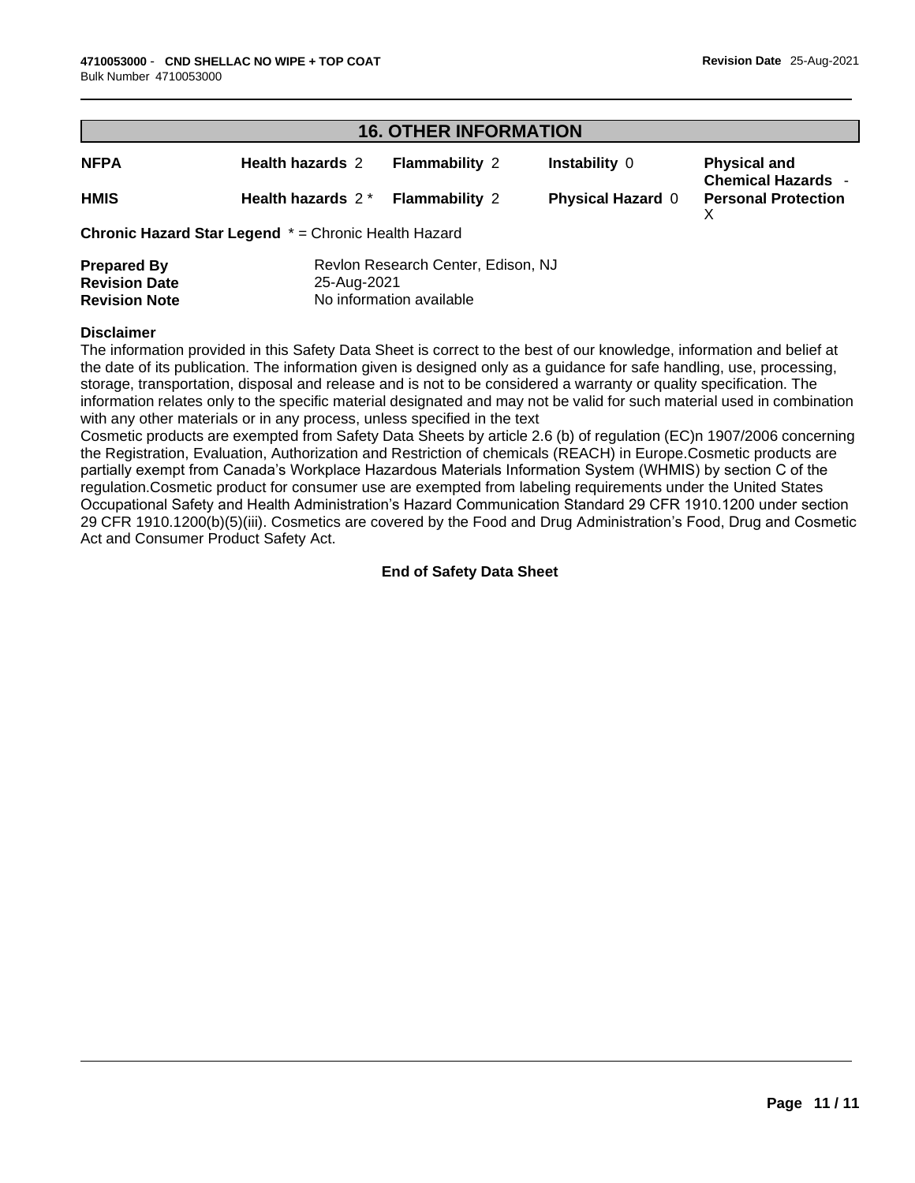## 16. OTHER INFORMATION

| | | | | |
|---|---|---|---|---|
| **NFPA** | **Health hazards** 2 | **Flammability** 2 | **Instability** 0 | **Physical and Chemical Hazards** - |
| **HMIS** | **Health hazards** 2 * | **Flammability** 2 | **Physical Hazard** 0 | **Personal Protection** X |

**Chronic Hazard Star Legend** * = Chronic Health Hazard

| | |
|---|---|
| **Prepared By** | Revlon Research Center, Edison, NJ |
| **Revision Date** | 25-Aug-2021 |
| **Revision Note** | No information available |

**Disclaimer**

The information provided in this Safety Data Sheet is correct to the best of our knowledge, information and belief at the date of its publication. The information given is designed only as a guidance for safe handling, use, processing, storage, transportation, disposal and release and is not to be considered a warranty or quality specification. The information relates only to the specific material designated and may not be valid for such material used in combination with any other materials or in any process, unless specified in the text

Cosmetic products are exempted from Safety Data Sheets by article 2.6 (b) of regulation (EC)n 1907/2006 concerning the Registration, Evaluation, Authorization and Restriction of chemicals (REACH) in Europe.Cosmetic products are partially exempt from Canada's Workplace Hazardous Materials Information System (WHMIS) by section C of the regulation.Cosmetic product for consumer use are exempted from labeling requirements under the United States Occupational Safety and Health Administration's Hazard Communication Standard 29 CFR 1910.1200 under section 29 CFR 1910.1200(b)(5)(iii). Cosmetics are covered by the Food and Drug Administration's Food, Drug and Cosmetic Act and Consumer Product Safety Act.

**End of Safety Data Sheet**